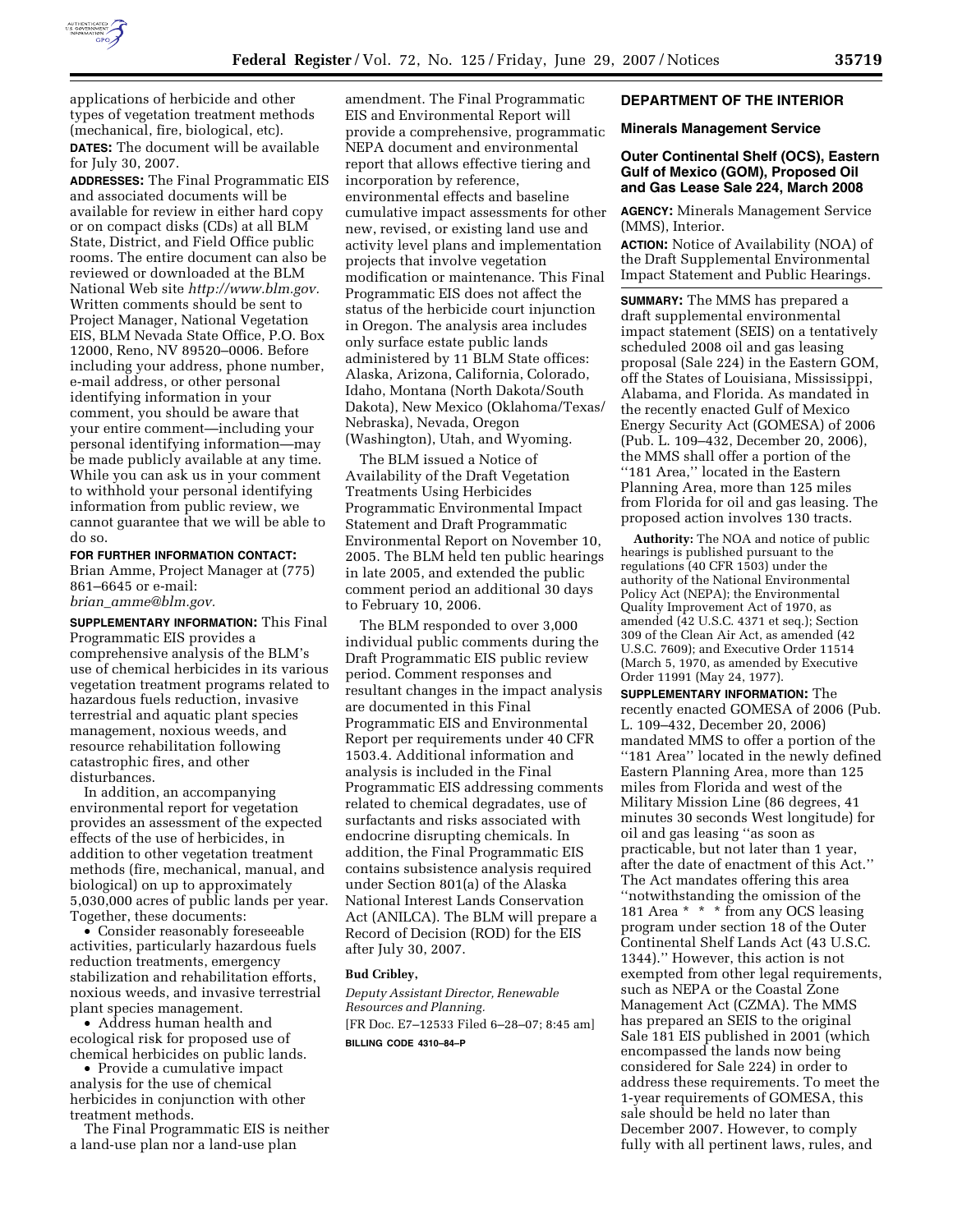applications of herbicide and other types of vegetation treatment methods (mechanical, fire, biological, etc).

**DATES:** The document will be available for July 30, 2007.

**ADDRESSES:** The Final Programmatic EIS and associated documents will be available for review in either hard copy or on compact disks (CDs) at all BLM State, District, and Field Office public rooms. The entire document can also be reviewed or downloaded at the BLM National Web site *http://www.blm.gov.* Written comments should be sent to Project Manager, National Vegetation EIS, BLM Nevada State Office, P.O. Box 12000, Reno, NV 89520–0006. Before including your address, phone number, e-mail address, or other personal identifying information in your comment, you should be aware that your entire comment—including your personal identifying information—may be made publicly available at any time. While you can ask us in your comment to withhold your personal identifying information from public review, we cannot guarantee that we will be able to do so.

**FOR FURTHER INFORMATION CONTACT:** Brian Amme, Project Manager at (775) 861–6645 or e-mail: *brian_amme@blm.gov.*

**SUPPLEMENTARY INFORMATION:** This Final Programmatic EIS provides a comprehensive analysis of the BLM's use of chemical herbicides in its various vegetation treatment programs related to hazardous fuels reduction, invasive terrestrial and aquatic plant species management, noxious weeds, and resource rehabilitation following catastrophic fires, and other disturbances.

In addition, an accompanying environmental report for vegetation provides an assessment of the expected effects of the use of herbicides, in addition to other vegetation treatment methods (fire, mechanical, manual, and biological) on up to approximately 5,030,000 acres of public lands per year. Together, these documents:

- Consider reasonably foreseeable activities, particularly hazardous fuels reduction treatments, emergency stabilization and rehabilitation efforts, noxious weeds, and invasive terrestrial plant species management.
- Address human health and ecological risk for proposed use of chemical herbicides on public lands.
- Provide a cumulative impact analysis for the use of chemical herbicides in conjunction with other treatment methods.

The Final Programmatic EIS is neither a land-use plan nor a land-use plan amendment. The Final Programmatic EIS and Environmental Report will provide a comprehensive, programmatic NEPA document and environmental report that allows effective tiering and incorporation by reference, environmental effects and baseline cumulative impact assessments for other new, revised, or existing land use and activity level plans and implementation projects that involve vegetation modification or maintenance. This Final Programmatic EIS does not affect the status of the herbicide court injunction in Oregon. The analysis area includes only surface estate public lands administered by 11 BLM State offices: Alaska, Arizona, California, Colorado, Idaho, Montana (North Dakota/South Dakota), New Mexico (Oklahoma/Texas/Nebraska), Nevada, Oregon (Washington), Utah, and Wyoming.

The BLM issued a Notice of Availability of the Draft Vegetation Treatments Using Herbicides Programmatic Environmental Impact Statement and Draft Programmatic Environmental Report on November 10, 2005. The BLM held ten public hearings in late 2005, and extended the public comment period an additional 30 days to February 10, 2006.

The BLM responded to over 3,000 individual public comments during the Draft Programmatic EIS public review period. Comment responses and resultant changes in the impact analysis are documented in this Final Programmatic EIS and Environmental Report per requirements under 40 CFR 1503.4. Additional information and analysis is included in the Final Programmatic EIS addressing comments related to chemical degradates, use of surfactants and risks associated with endocrine disrupting chemicals. In addition, the Final Programmatic EIS contains subsistence analysis required under Section 801(a) of the Alaska National Interest Lands Conservation Act (ANILCA). The BLM will prepare a Record of Decision (ROD) for the EIS after July 30, 2007.

**Bud Cribley,**

*Deputy Assistant Director, Renewable Resources and Planning.*

[FR Doc. E7–12533 Filed 6–28–07; 8:45 am]

**BILLING CODE 4310–84–P**

## DEPARTMENT OF THE INTERIOR

### Minerals Management Service

### Outer Continental Shelf (OCS), Eastern Gulf of Mexico (GOM), Proposed Oil and Gas Lease Sale 224, March 2008

**AGENCY:** Minerals Management Service (MMS), Interior.

**ACTION:** Notice of Availability (NOA) of the Draft Supplemental Environmental Impact Statement and Public Hearings.

**SUMMARY:** The MMS has prepared a draft supplemental environmental impact statement (SEIS) on a tentatively scheduled 2008 oil and gas leasing proposal (Sale 224) in the Eastern GOM, off the States of Louisiana, Mississippi, Alabama, and Florida. As mandated in the recently enacted Gulf of Mexico Energy Security Act (GOMESA) of 2006 (Pub. L. 109–432, December 20, 2006), the MMS shall offer a portion of the "181 Area," located in the Eastern Planning Area, more than 125 miles from Florida for oil and gas leasing. The proposed action involves 130 tracts.

**Authority:** The NOA and notice of public hearings is published pursuant to the regulations (40 CFR 1503) under the authority of the National Environmental Policy Act of 1970, as amended (42 U.S.C. 4371 et seq.); Section 309 of the Clean Air Act, as amended (42 U.S.C. 7609); and Executive Order 11514 (March 5, 1970, as amended by Executive Order 11991 (May 24, 1977).

**SUPPLEMENTARY INFORMATION:** The recently enacted GOMESA of 2006 (Pub. L. 109–432, December 20, 2006) mandated MMS to offer a portion of the "181 Area" located in the newly defined Eastern Planning Area, more than 125 miles from Florida and west of the Military Mission Line (86 degrees, 41 minutes 30 seconds West longitude) for oil and gas leasing "as soon as practicable, but not later than 1 year, after the date of enactment of this Act." The Act mandates offering this area "notwithstanding the omission of the 181 Area * * * from any OCS leasing program under section 18 of the Outer Continental Shelf Lands Act (43 U.S.C. 1344)." However, this action is not exempted from other legal requirements, such as NEPA or the Coastal Zone Management Act (CZMA). The MMS has prepared an SEIS to the original Sale 181 EIS published in 2001 (which encompassed the lands now being considered for Sale 224) in order to address these requirements. To meet the 1-year requirements of GOMESA, this sale should be held no later than December 2007. However, to comply fully with all pertinent laws, rules, and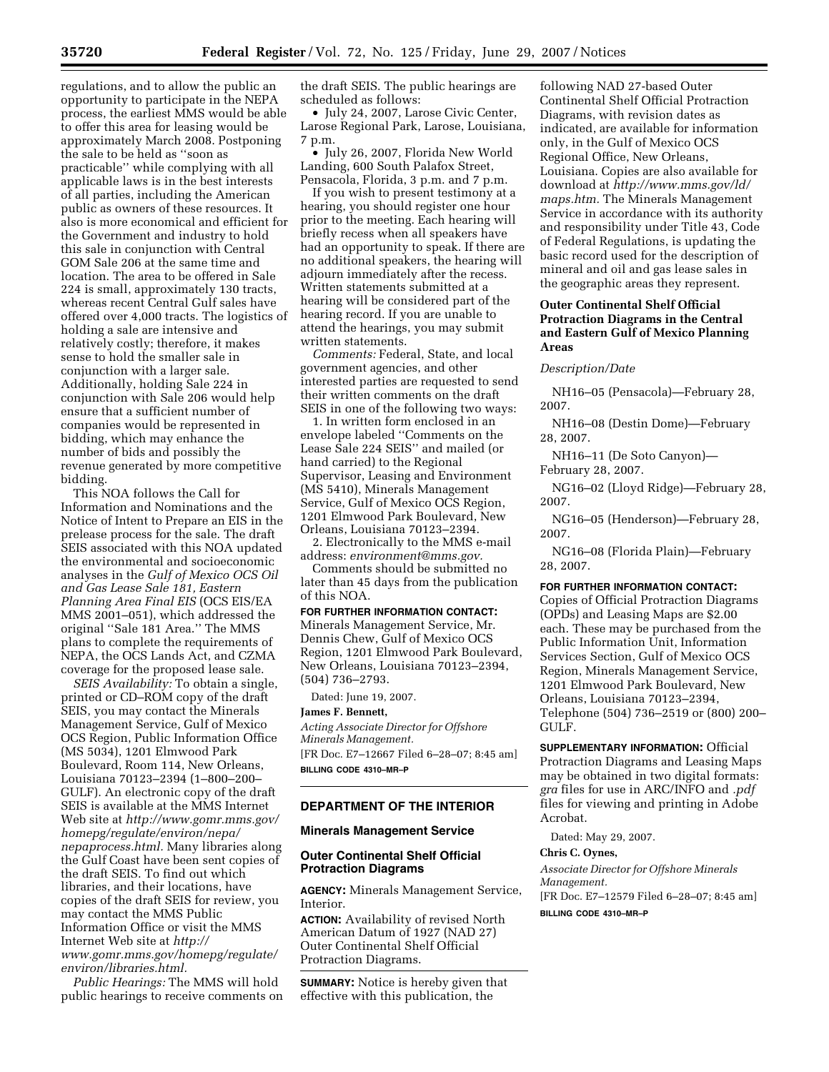regulations, and to allow the public an opportunity to participate in the NEPA process, the earliest MMS would be able to offer this area for leasing would be approximately March 2008. Postponing the sale to be held as ''soon as practicable'' while complying with all applicable laws is in the best interests of all parties, including the American public as owners of these resources. It also is more economical and efficient for the Government and industry to hold this sale in conjunction with Central GOM Sale 206 at the same time and location. The area to be offered in Sale 224 is small, approximately 130 tracts, whereas recent Central Gulf sales have offered over 4,000 tracts. The logistics of holding a sale are intensive and relatively costly; therefore, it makes sense to hold the smaller sale in conjunction with a larger sale. Additionally, holding Sale 224 in conjunction with Sale 206 would help ensure that a sufficient number of companies would be represented in bidding, which may enhance the number of bids and possibly the revenue generated by more competitive bidding.

This NOA follows the Call for Information and Nominations and the Notice of Intent to Prepare an EIS in the prelease process for the sale. The draft SEIS associated with this NOA updated the environmental and socioeconomic analyses in the *Gulf of Mexico OCS Oil and Gas Lease Sale 181, Eastern Planning Area Final EIS* (OCS EIS/EA MMS 2001–051), which addressed the original ''Sale 181 Area.'' The MMS plans to complete the requirements of NEPA, the OCS Lands Act, and CZMA coverage for the proposed lease sale.

*SEIS Availability:* To obtain a single, printed or CD–ROM copy of the draft SEIS, you may contact the Minerals Management Service, Gulf of Mexico OCS Region, Public Information Office (MS 5034), 1201 Elmwood Park Boulevard, Room 114, New Orleans, Louisiana 70123–2394 (1–800–200–GULF). An electronic copy of the draft SEIS is available at the MMS Internet Web site at *http://www.gomr.mms.gov/homepg/regulate/environ/nepa/nepaprocess.html.* Many libraries along the Gulf Coast have been sent copies of the draft SEIS. To find out which libraries, and their locations, have copies of the draft SEIS for review, you may contact the MMS Public Information Office or visit the MMS Internet Web site at *http://www.gomr.mms.gov/homepg/regulate/environ/libraries.html.*

*Public Hearings:* The MMS will hold public hearings to receive comments on the draft SEIS. The public hearings are scheduled as follows:

- July 24, 2007, Larose Civic Center, Larose Regional Park, Larose, Louisiana, 7 p.m.
- July 26, 2007, Florida New World Landing, 600 South Palafox Street, Pensacola, Florida, 3 p.m. and 7 p.m.

If you wish to present testimony at a hearing, you should register one hour prior to the meeting. Each hearing will briefly recess when all speakers have had an opportunity to speak. If there are no additional speakers, the hearing will adjourn immediately after the recess. Written statements submitted at a hearing will be considered part of the hearing record. If you are unable to attend the hearings, you may submit written statements.

*Comments:* Federal, State, and local government agencies, and other interested parties are requested to send their written comments on the draft SEIS in one of the following two ways:

1. In written form enclosed in an envelope labeled ''Comments on the Lease Sale 224 SEIS'' and mailed (or hand carried) to the Regional Supervisor, Leasing and Environment (MS 5410), Minerals Management Service, Gulf of Mexico OCS Region, 1201 Elmwood Park Boulevard, New Orleans, Louisiana 70123–2394.

2. Electronically to the MMS e-mail address: *environment@mms.gov.*

Comments should be submitted no later than 45 days from the publication of this NOA.

**FOR FURTHER INFORMATION CONTACT:** Minerals Management Service, Mr. Dennis Chew, Gulf of Mexico OCS Region, 1201 Elmwood Park Boulevard, New Orleans, Louisiana 70123–2394, (504) 736–2793.

Dated: June 19, 2007.

**James F. Bennett,**

*Acting Associate Director for Offshore Minerals Management.*

[FR Doc. E7–12667 Filed 6–28–07; 8:45 am]

**BILLING CODE 4310–MR–P**

---

## DEPARTMENT OF THE INTERIOR

### Minerals Management Service

### Outer Continental Shelf Official Protraction Diagrams

**AGENCY:** Minerals Management Service, Interior.

**ACTION:** Availability of revised North American Datum of 1927 (NAD 27) Outer Continental Shelf Official Protraction Diagrams.

**SUMMARY:** Notice is hereby given that effective with this publication, the following NAD 27-based Outer Continental Shelf Official Protraction Diagrams, with revision dates as indicated, are available for information only, in the Gulf of Mexico OCS Regional Office, New Orleans, Louisiana. Copies are also available for download at *http://www.mms.gov/ld/maps.htm.* The Minerals Management Service in accordance with its authority and responsibility under Title 43, Code of Federal Regulations, is updating the basic record used for the description of mineral and oil and gas lease sales in the geographic areas they represent.

#### Outer Continental Shelf Official Protraction Diagrams in the Central and Eastern Gulf of Mexico Planning Areas

*Description/Date*

NH16–05 (Pensacola)—February 28, 2007.

NH16–08 (Destin Dome)—February 28, 2007.

NH16–11 (De Soto Canyon)—February 28, 2007.

NG16–02 (Lloyd Ridge)—February 28, 2007.

NG16–05 (Henderson)—February 28, 2007.

NG16–08 (Florida Plain)—February 28, 2007.

**FOR FURTHER INFORMATION CONTACT:** Copies of Official Protraction Diagrams (OPDs) and Leasing Maps are $2.00 each. These may be purchased from the Public Information Unit, Information Services Section, Gulf of Mexico OCS Region, Minerals Management Service, 1201 Elmwood Park Boulevard, New Orleans, Louisiana 70123–2394, Telephone (504) 736–2519 or (800) 200–GULF.

**SUPPLEMENTARY INFORMATION:** Official Protraction Diagrams and Leasing Maps may be obtained in two digital formats: *gra* files for use in ARC/INFO and *.pdf* files for viewing and printing in Adobe Acrobat.

Dated: May 29, 2007.

**Chris C. Oynes,**

*Associate Director for Offshore Minerals Management.*

[FR Doc. E7–12579 Filed 6–28–07; 8:45 am]

**BILLING CODE 4310–MR–P**